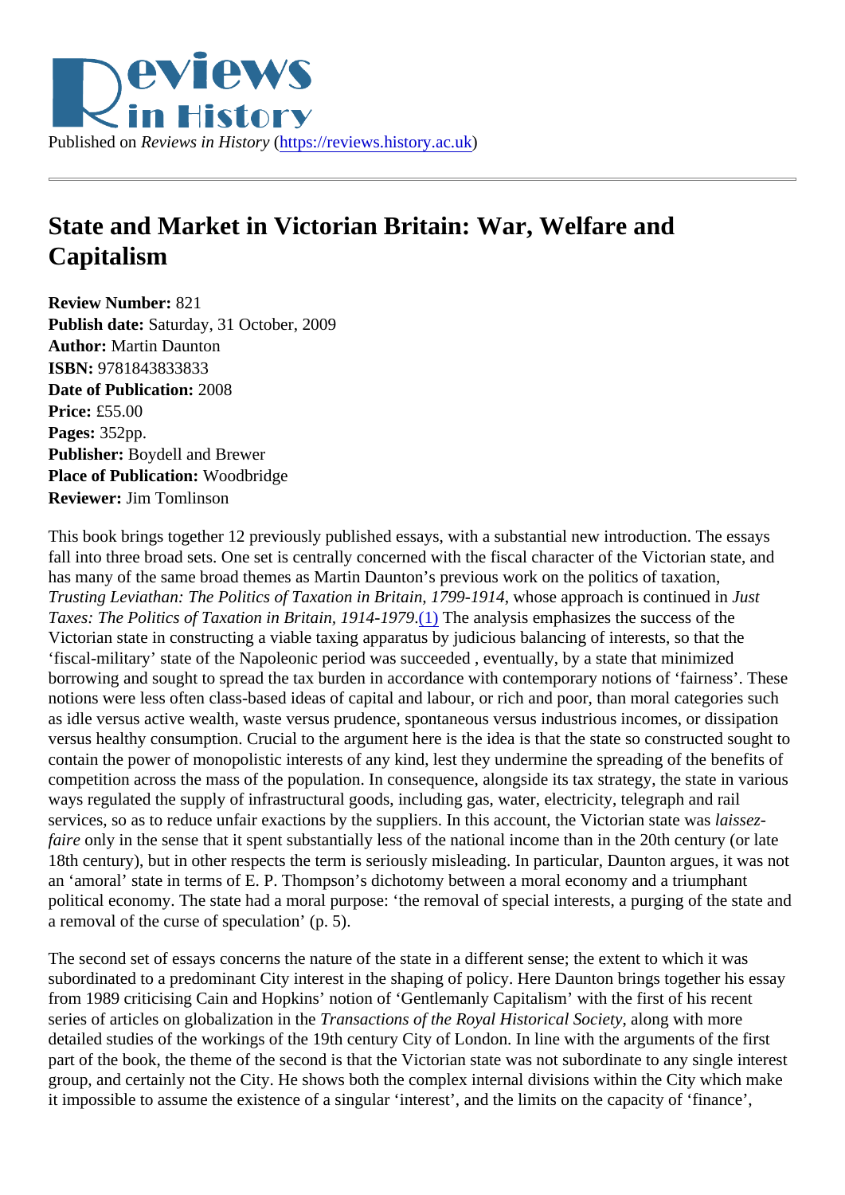Published on *Reviews in History* (https://reviews.history.ac.uk)

# State and Market in Victorian Britain: War, Welfare and Capitalism

**Review Number:** 821
**Publish date:** Saturday, 31 October, 2009
**Author:** Martin Daunton
**ISBN:** 9781843833833
**Date of Publication:** 2008
**Price:** £55.00
**Pages:** 352pp.
**Publisher:** Boydell and Brewer
**Place of Publication:** Woodbridge
**Reviewer:** Jim Tomlinson

This book brings together 12 previously published essays, with a substantial new introduction. The essays fall into three broad sets. One set is centrally concerned with the fiscal character of the Victorian state, and has many of the same broad themes as Martin Daunton's previous work on the politics of taxation, *Trusting Leviathan: The Politics of Taxation in Britain, 1799-1914*, whose approach is continued in *Just Taxes: The Politics of Taxation in Britain, 1914-1979*.(1) The analysis emphasizes the success of the Victorian state in constructing a viable taxing apparatus by judicious balancing of interests, so that the 'fiscal-military' state of the Napoleonic period was succeeded , eventually, by a state that minimized borrowing and sought to spread the tax burden in accordance with contemporary notions of 'fairness'. These notions were less often class-based ideas of capital and labour, or rich and poor, than moral categories such as idle versus active wealth, waste versus prudence, spontaneous versus industrious incomes, or dissipation versus healthy consumption. Crucial to the argument here is the idea is that the state so constructed sought to contain the power of monopolistic interests of any kind, lest they undermine the spreading of the benefits of competition across the mass of the population. In consequence, alongside its tax strategy, the state in various ways regulated the supply of infrastructural goods, including gas, water, electricity, telegraph and rail services, so as to reduce unfair exactions by the suppliers. In this account, the Victorian state was *laissez-faire* only in the sense that it spent substantially less of the national income than in the 20th century (or late 18th century), but in other respects the term is seriously misleading. In particular, Daunton argues, it was not an 'amoral' state in terms of E. P. Thompson's dichotomy between a moral economy and a triumphant political economy. The state had a moral purpose: 'the removal of special interests, a purging of the state and a removal of the curse of speculation' (p. 5).

The second set of essays concerns the nature of the state in a different sense; the extent to which it was subordinated to a predominant City interest in the shaping of policy. Here Daunton brings together his essay from 1989 criticising Cain and Hopkins' notion of 'Gentlemanly Capitalism' with the first of his recent series of articles on globalization in the *Transactions of the Royal Historical Society*, along with more detailed studies of the workings of the 19th century City of London. In line with the arguments of the first part of the book, the theme of the second is that the Victorian state was not subordinate to any single interest group, and certainly not the City. He shows both the complex internal divisions within the City which make it impossible to assume the existence of a singular 'interest', and the limits on the capacity of 'finance',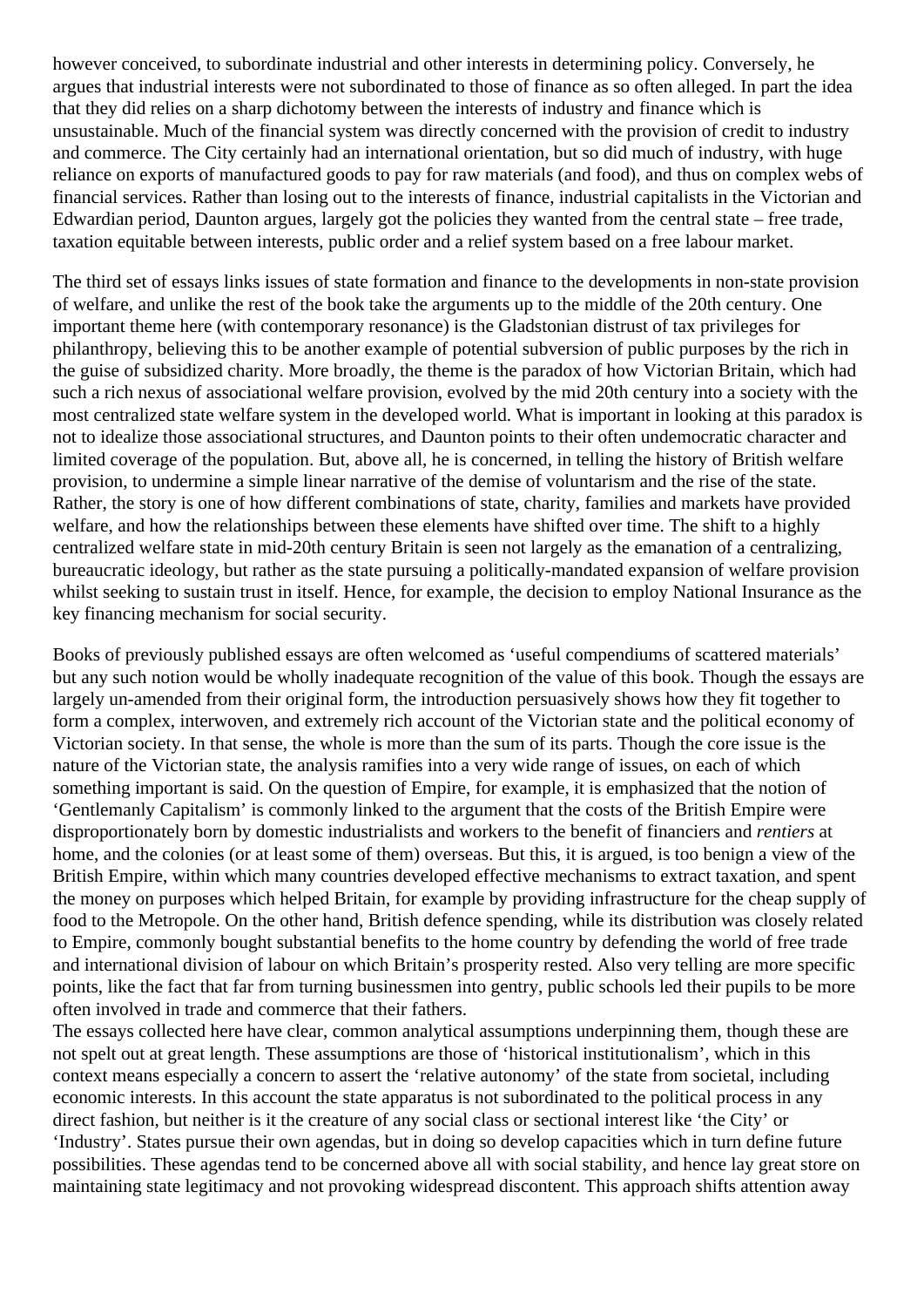however conceived, to subordinate industrial and other interests in determining policy. Conversely, he argues that industrial interests were not subordinated to those of finance as so often alleged. In part the idea that they did relies on a sharp dichotomy between the interests of industry and finance which is unsustainable. Much of the financial system was directly concerned with the provision of credit to industry and commerce. The City certainly had an international orientation, but so did much of industry, with huge reliance on exports of manufactured goods to pay for raw materials (and food), and thus on complex webs of financial services. Rather than losing out to the interests of finance, industrial capitalists in the Victorian and Edwardian period, Daunton argues, largely got the policies they wanted from the central state – free trade, taxation equitable between interests, public order and a relief system based on a free labour market.

The third set of essays links issues of state formation and finance to the developments in non-state provision of welfare, and unlike the rest of the book take the arguments up to the middle of the 20th century. One important theme here (with contemporary resonance) is the Gladstonian distrust of tax privileges for philanthropy, believing this to be another example of potential subversion of public purposes by the rich in the guise of subsidized charity. More broadly, the theme is the paradox of how Victorian Britain, which had such a rich nexus of associational welfare provision, evolved by the mid 20th century into a society with the most centralized state welfare system in the developed world. What is important in looking at this paradox is not to idealize those associational structures, and Daunton points to their often undemocratic character and limited coverage of the population. But, above all, he is concerned, in telling the history of British welfare provision, to undermine a simple linear narrative of the demise of voluntarism and the rise of the state. Rather, the story is one of how different combinations of state, charity, families and markets have provided welfare, and how the relationships between these elements have shifted over time. The shift to a highly centralized welfare state in mid-20th century Britain is seen not largely as the emanation of a centralizing, bureaucratic ideology, but rather as the state pursuing a politically-mandated expansion of welfare provision whilst seeking to sustain trust in itself. Hence, for example, the decision to employ National Insurance as the key financing mechanism for social security.

Books of previously published essays are often welcomed as 'useful compendiums of scattered materials' but any such notion would be wholly inadequate recognition of the value of this book. Though the essays are largely un-amended from their original form, the introduction persuasively shows how they fit together to form a complex, interwoven, and extremely rich account of the Victorian state and the political economy of Victorian society. In that sense, the whole is more than the sum of its parts. Though the core issue is the nature of the Victorian state, the analysis ramifies into a very wide range of issues, on each of which something important is said. On the question of Empire, for example, it is emphasized that the notion of 'Gentlemanly Capitalism' is commonly linked to the argument that the costs of the British Empire were disproportionately born by domestic industrialists and workers to the benefit of financiers and *rentiers* at home, and the colonies (or at least some of them) overseas. But this, it is argued, is too benign a view of the British Empire, within which many countries developed effective mechanisms to extract taxation, and spent the money on purposes which helped Britain, for example by providing infrastructure for the cheap supply of food to the Metropole. On the other hand, British defence spending, while its distribution was closely related to Empire, commonly bought substantial benefits to the home country by defending the world of free trade and international division of labour on which Britain's prosperity rested. Also very telling are more specific points, like the fact that far from turning businessmen into gentry, public schools led their pupils to be more often involved in trade and commerce that their fathers.

The essays collected here have clear, common analytical assumptions underpinning them, though these are not spelt out at great length. These assumptions are those of 'historical institutionalism', which in this context means especially a concern to assert the 'relative autonomy' of the state from societal, including economic interests. In this account the state apparatus is not subordinated to the political process in any direct fashion, but neither is it the creature of any social class or sectional interest like 'the City' or 'Industry'. States pursue their own agendas, but in doing so develop capacities which in turn define future possibilities. These agendas tend to be concerned above all with social stability, and hence lay great store on maintaining state legitimacy and not provoking widespread discontent. This approach shifts attention away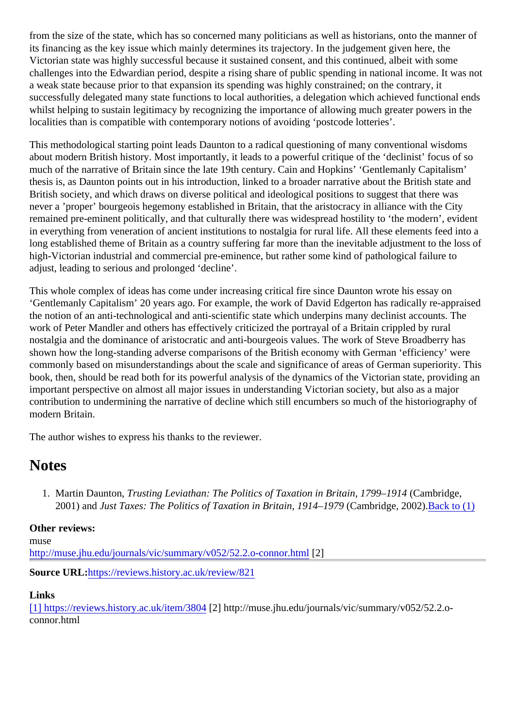from the size of the state, which has so concerned many politicians as well as historians, onto the manner of its financing as the key issue which mainly determines its trajectory. In the judgement given here, the Victorian state was highly successful because it sustained consent, and this continued, albeit with some challenges into the Edwardian period, despite a rising share of public spending in national income. It was not a weak state because prior to that expansion its spending was highly constrained; on the contrary, it successfully delegated many state functions to local authorities, a delegation which achieved functional ends whilst helping to sustain legitimacy by recognizing the importance of allowing much greater powers in the localities than is compatible with contemporary notions of avoiding 'postcode lotteries'.

This methodological starting point leads Daunton to a radical questioning of many conventional wisdoms about modern British history. Most importantly, it leads to a powerful critique of the 'declinist' focus of so much of the narrative of Britain since the late 19th century. Cain and Hopkins' 'Gentlemanly Capitalism' thesis is, as Daunton points out in his introduction, linked to a broader narrative about the British state and British society, and which draws on diverse political and ideological positions to suggest that there was never a 'proper' bourgeois hegemony established in Britain, that the aristocracy in alliance with the City remained pre-eminent politically, and that culturally there was widespread hostility to 'the modern', evident in everything from veneration of ancient institutions to nostalgia for rural life. All these elements feed into a long established theme of Britain as a country suffering far more than the inevitable adjustment to the loss of high-Victorian industrial and commercial pre-eminence, but rather some kind of pathological failure to adjust, leading to serious and prolonged 'decline'.

This whole complex of ideas has come under increasing critical fire since Daunton wrote his essay on 'Gentlemanly Capitalism' 20 years ago. For example, the work of David Edgerton has radically re-appraised the notion of an anti-technological and anti-scientific state which underpins many declinist accounts. The work of Peter Mandler and others has effectively criticized the portrayal of a Britain crippled by rural nostalgia and the dominance of aristocratic and anti-bourgeois values. The work of Steve Broadberry has shown how the long-standing adverse comparisons of the British economy with German 'efficiency' were commonly based on misunderstandings about the scale and significance of areas of German superiority. This book, then, should be read both for its powerful analysis of the dynamics of the Victorian state, providing an important perspective on almost all major issues in understanding Victorian society, but also as a major contribution to undermining the narrative of decline which still encumbers so much of the historiography of modern Britain.

The author wishes to express his thanks to the reviewer.

## Notes

1. Martin Daunton, *Trusting Leviathan: The Politics of Taxation in Britain, 1799–1914* (Cambridge, 2001) and *Just Taxes: The Politics of Taxation in Britain, 1914–1979* (Cambridge, 2002). Back to (1)

**Other reviews:**
muse
http://muse.jhu.edu/journals/vic/summary/v052/52.2.o-connor.html [2]

**Source URL:** https://reviews.history.ac.uk/review/821

**Links**
[1] https://reviews.history.ac.uk/item/3804 [2] http://muse.jhu.edu/journals/vic/summary/v052/52.2.o-connor.html